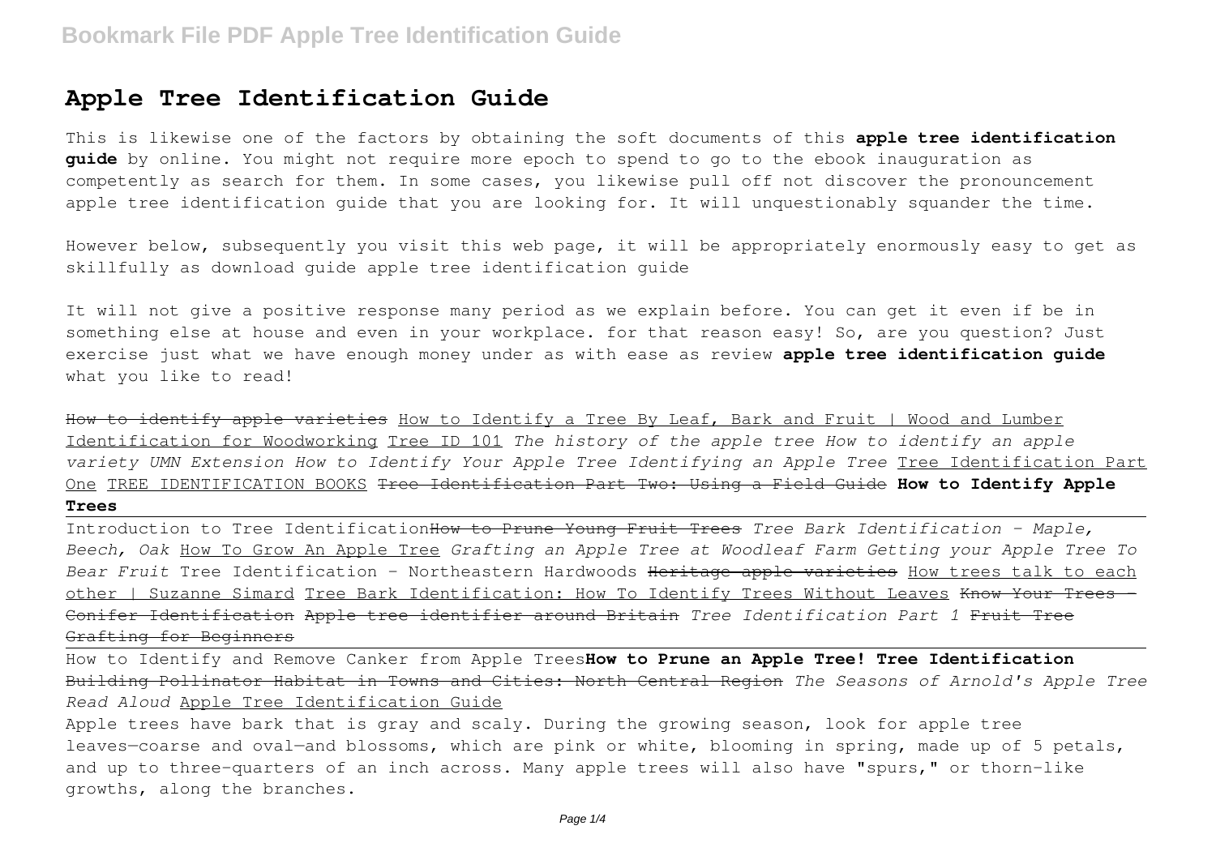# Apple Tree Identification Guide

This is likewise one of the factors by obtaining the soft documents of this **apple tree identification guide** by online. You might not require more epoch to spend to go to the ebook inauguration as competently as search for them. In some cases, you likewise pull off not discover the pronouncement apple tree identification guide that you are looking for. It will unquestionably squander the time.

However below, subsequently you visit this web page, it will be appropriately enormously easy to get as skillfully as download guide apple tree identification guide

It will not give a positive response many period as we explain before. You can get it even if be in something else at house and even in your workplace. for that reason easy! So, are you question? Just exercise just what we have enough money under as with ease as review **apple tree identification guide** what you like to read!

~~How to identify apple varieties~~ How to Identify a Tree By Leaf, Bark and Fruit | Wood and Lumber Identification for Woodworking Tree ID 101 *The history of the apple tree How to identify an apple variety UMN Extension How to Identify Your Apple Tree Identifying an Apple Tree* Tree Identification Part One TREE IDENTIFICATION BOOKS ~~Tree Identification Part Two: Using a Field Guide~~ **How to Identify Apple Trees**

Introduction to Tree Identification~~How to Prune Young Fruit Trees~~ *Tree Bark Identification - Maple, Beech, Oak* How To Grow An Apple Tree *Grafting an Apple Tree at Woodleaf Farm Getting your Apple Tree To Bear Fruit* Tree Identification - Northeastern Hardwoods ~~Heritage apple varieties~~ How trees talk to each other | Suzanne Simard Tree Bark Identification: How To Identify Trees Without Leaves ~~Know Your Trees - Conifer Identification~~ ~~Apple tree identifier around Britain~~ *Tree Identification Part 1* ~~Fruit Tree Grafting for Beginners~~

How to Identify and Remove Canker from Apple Trees**How to Prune an Apple Tree! Tree Identification** ~~Building Pollinator Habitat in Towns and Cities: North Central Region~~ *The Seasons of Arnold's Apple Tree Read Aloud* Apple Tree Identification Guide

Apple trees have bark that is gray and scaly. During the growing season, look for apple tree leaves—coarse and oval—and blossoms, which are pink or white, blooming in spring, made up of 5 petals, and up to three-quarters of an inch across. Many apple trees will also have "spurs," or thorn-like growths, along the branches.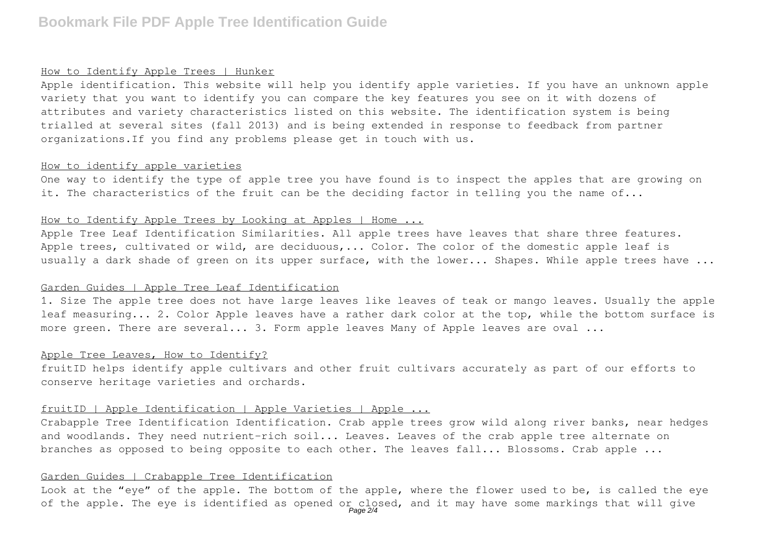#### How to Identify Apple Trees | Hunker

Apple identification. This website will help you identify apple varieties. If you have an unknown apple variety that you want to identify you can compare the key features you see on it with dozens of attributes and variety characteristics listed on this website. The identification system is being trialled at several sites (fall 2013) and is being extended in response to feedback from partner organizations.If you find any problems please get in touch with us.

#### How to identify apple varieties

One way to identify the type of apple tree you have found is to inspect the apples that are growing on it. The characteristics of the fruit can be the deciding factor in telling you the name of...

#### How to Identify Apple Trees by Looking at Apples | Home ...

Apple Tree Leaf Identification Similarities. All apple trees have leaves that share three features. Apple trees, cultivated or wild, are deciduous,... Color. The color of the domestic apple leaf is usually a dark shade of green on its upper surface, with the lower... Shapes. While apple trees have ...

#### Garden Guides | Apple Tree Leaf Identification

1. Size The apple tree does not have large leaves like leaves of teak or mango leaves. Usually the apple leaf measuring... 2. Color Apple leaves have a rather dark color at the top, while the bottom surface is more green. There are several... 3. Form apple leaves Many of Apple leaves are oval ...

#### Apple Tree Leaves, How to Identify?

fruitID helps identify apple cultivars and other fruit cultivars accurately as part of our efforts to conserve heritage varieties and orchards.

#### fruitID | Apple Identification | Apple Varieties | Apple ...

Crabapple Tree Identification Identification. Crab apple trees grow wild along river banks, near hedges and woodlands. They need nutrient-rich soil... Leaves. Leaves of the crab apple tree alternate on branches as opposed to being opposite to each other. The leaves fall... Blossoms. Crab apple ...

#### Garden Guides | Crabapple Tree Identification

Look at the "eye" of the apple. The bottom of the apple, where the flower used to be, is called the eye of the apple. The eye is identified as opened or closed, and it may have some markings that will give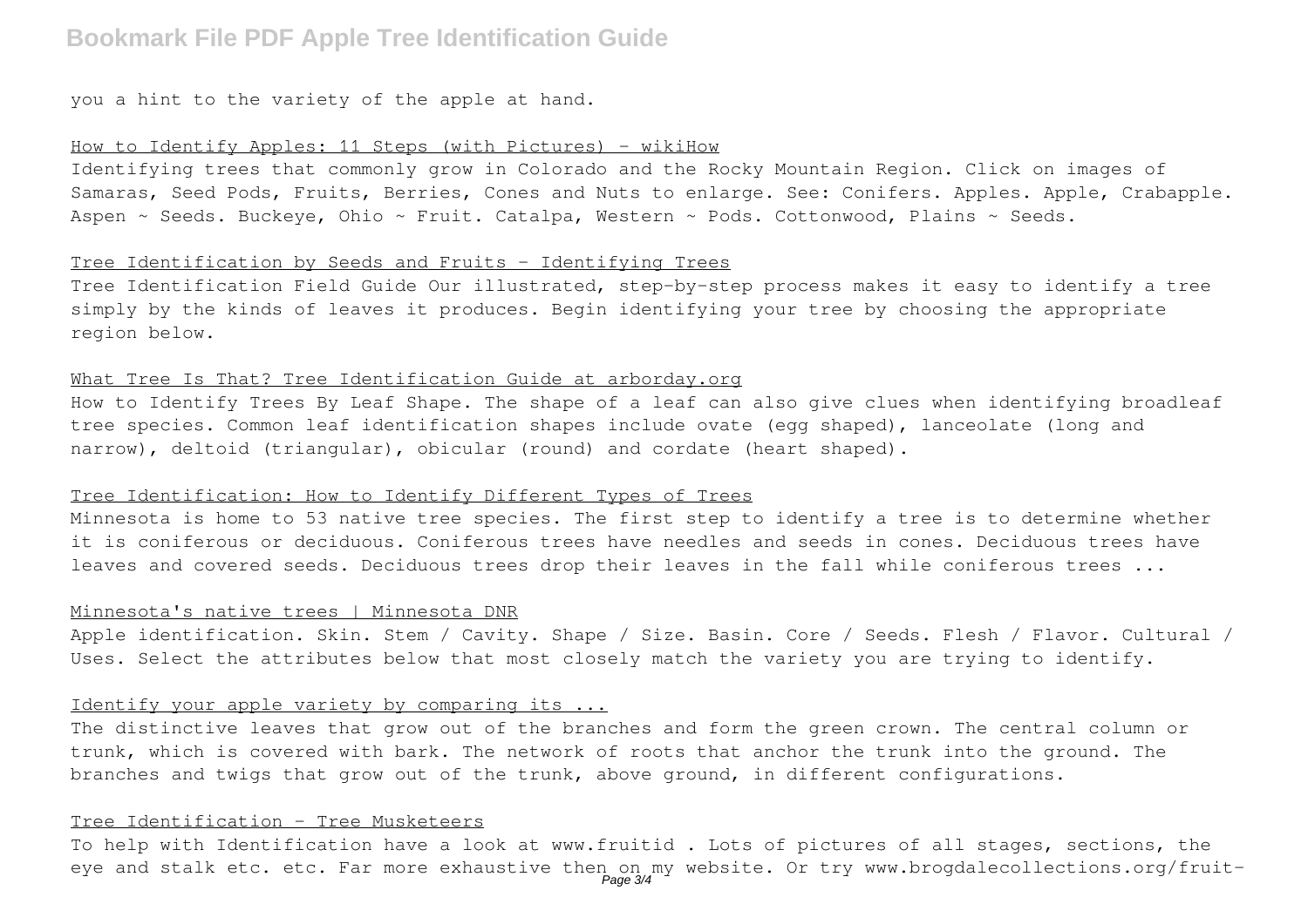you a hint to the variety of the apple at hand.

## How to Identify Apples: 11 Steps (with Pictures) - wikiHow

Identifying trees that commonly grow in Colorado and the Rocky Mountain Region. Click on images of Samaras, Seed Pods, Fruits, Berries, Cones and Nuts to enlarge. See: Conifers. Apples. Apple, Crabapple. Aspen ~ Seeds. Buckeye, Ohio ~ Fruit. Catalpa, Western ~ Pods. Cottonwood, Plains ~ Seeds.

## Tree Identification by Seeds and Fruits - Identifying Trees

Tree Identification Field Guide Our illustrated, step-by-step process makes it easy to identify a tree simply by the kinds of leaves it produces. Begin identifying your tree by choosing the appropriate region below.

## What Tree Is That? Tree Identification Guide at arborday.org

How to Identify Trees By Leaf Shape. The shape of a leaf can also give clues when identifying broadleaf tree species. Common leaf identification shapes include ovate (egg shaped), lanceolate (long and narrow), deltoid (triangular), obicular (round) and cordate (heart shaped).

## Tree Identification: How to Identify Different Types of Trees

Minnesota is home to 53 native tree species. The first step to identify a tree is to determine whether it is coniferous or deciduous. Coniferous trees have needles and seeds in cones. Deciduous trees have leaves and covered seeds. Deciduous trees drop their leaves in the fall while coniferous trees ...

## Minnesota's native trees | Minnesota DNR

Apple identification. Skin. Stem / Cavity. Shape / Size. Basin. Core / Seeds. Flesh / Flavor. Cultural / Uses. Select the attributes below that most closely match the variety you are trying to identify.

## Identify your apple variety by comparing its ...

The distinctive leaves that grow out of the branches and form the green crown. The central column or trunk, which is covered with bark. The network of roots that anchor the trunk into the ground. The branches and twigs that grow out of the trunk, above ground, in different configurations.

## Tree Identification - Tree Musketeers

To help with Identification have a look at www.fruitid . Lots of pictures of all stages, sections, the eye and stalk etc. etc. Far more exhaustive then on my website. Or try www.brogdalecollections.org/fruit-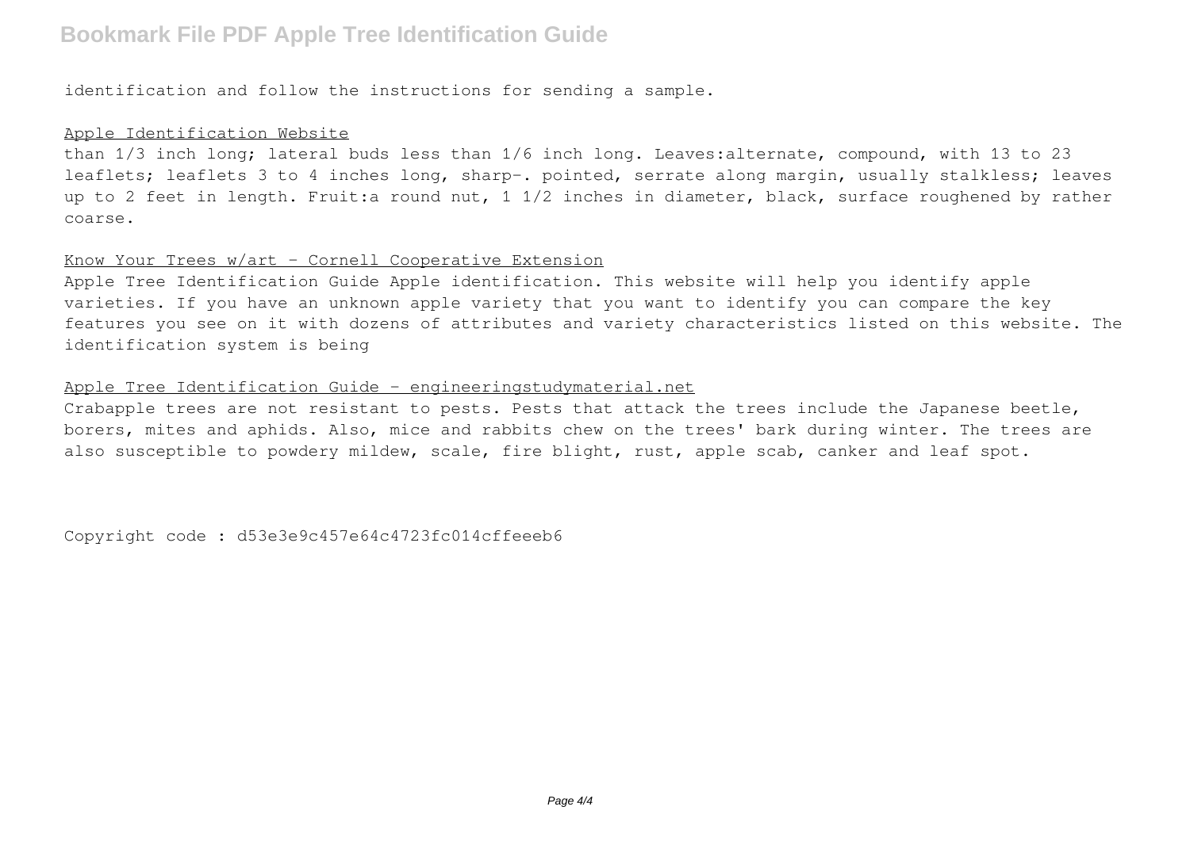identification and follow the instructions for sending a sample.

Apple Identification Website

than 1/3 inch long; lateral buds less than 1/6 inch long. Leaves:alternate, compound, with 13 to 23 leaflets; leaflets 3 to 4 inches long, sharp-. pointed, serrate along margin, usually stalkless; leaves up to 2 feet in length. Fruit:a round nut, 1 1/2 inches in diameter, black, surface roughened by rather coarse.

Know Your Trees w/art - Cornell Cooperative Extension

Apple Tree Identification Guide Apple identification. This website will help you identify apple varieties. If you have an unknown apple variety that you want to identify you can compare the key features you see on it with dozens of attributes and variety characteristics listed on this website. The identification system is being

Apple Tree Identification Guide - engineeringstudymaterial.net

Crabapple trees are not resistant to pests. Pests that attack the trees include the Japanese beetle, borers, mites and aphids. Also, mice and rabbits chew on the trees' bark during winter. The trees are also susceptible to powdery mildew, scale, fire blight, rust, apple scab, canker and leaf spot.

Copyright code : d53e3e9c457e64c4723fc014cffeeeb6